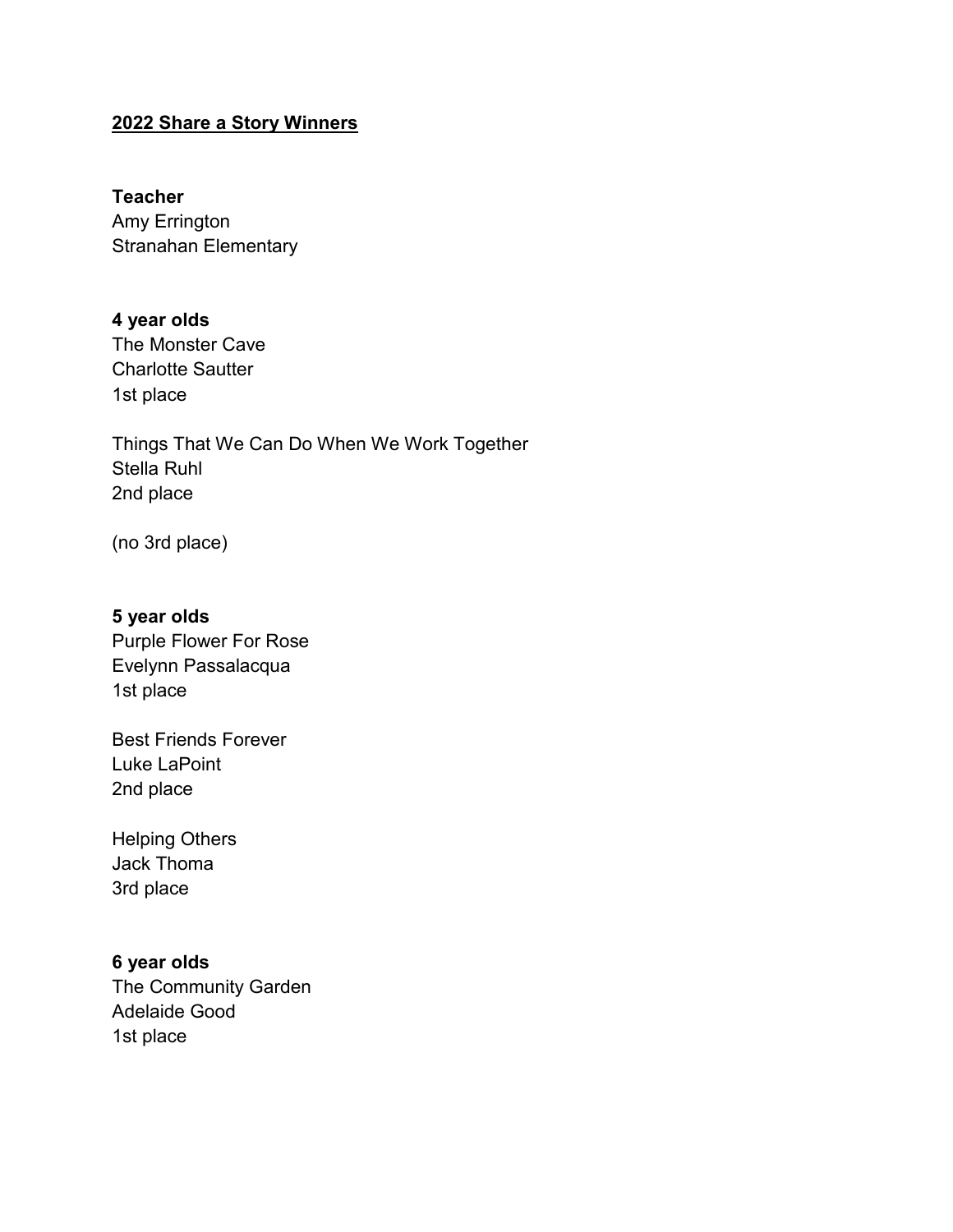**<u>2022 Share a Story Winners</u>**

**Teacher**
Amy Errington
Stranahan Elementary

**4 year olds**
The Monster Cave
Charlotte Sautter
1st place

Things That We Can Do When We Work Together
Stella Ruhl
2nd place

(no 3rd place)

**5 year olds**
Purple Flower For Rose
Evelynn Passalacqua
1st place

Best Friends Forever
Luke LaPoint
2nd place

Helping Others
Jack Thoma
3rd place

**6 year olds**
The Community Garden
Adelaide Good
1st place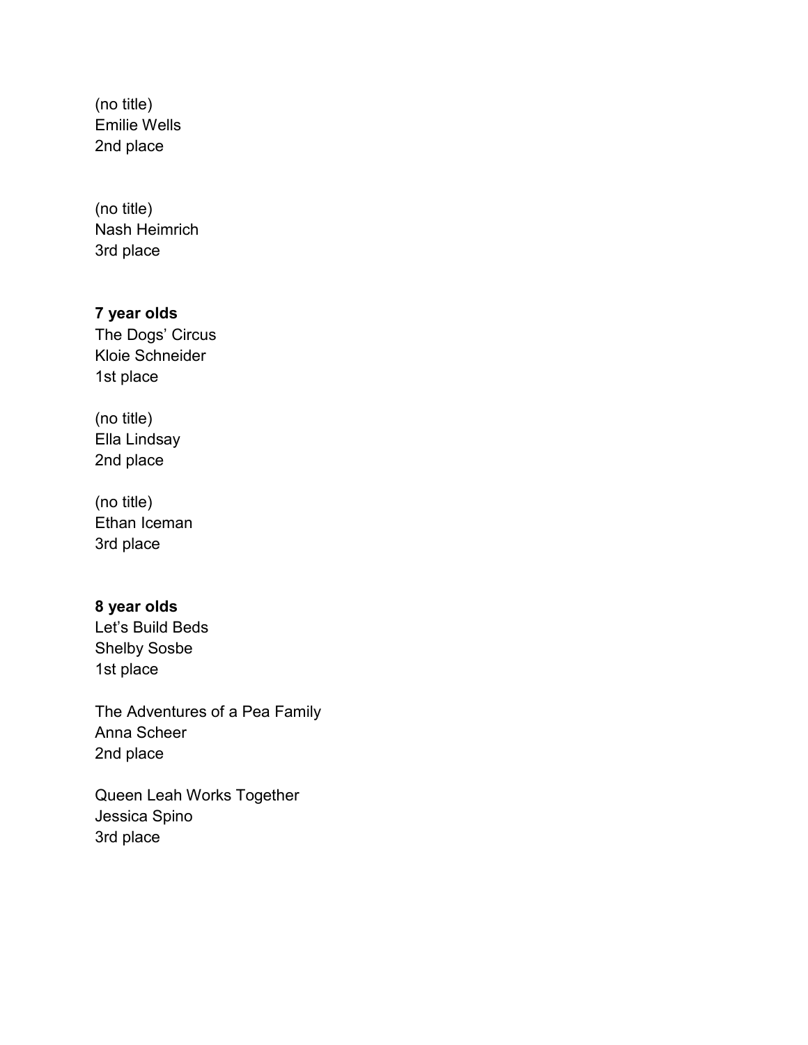(no title)
Emilie Wells
2nd place

(no title)
Nash Heimrich
3rd place

**7 year olds**
The Dogs' Circus
Kloie Schneider
1st place

(no title)
Ella Lindsay
2nd place

(no title)
Ethan Iceman
3rd place

**8 year olds**
Let's Build Beds
Shelby Sosbe
1st place

The Adventures of a Pea Family
Anna Scheer
2nd place

Queen Leah Works Together
Jessica Spino
3rd place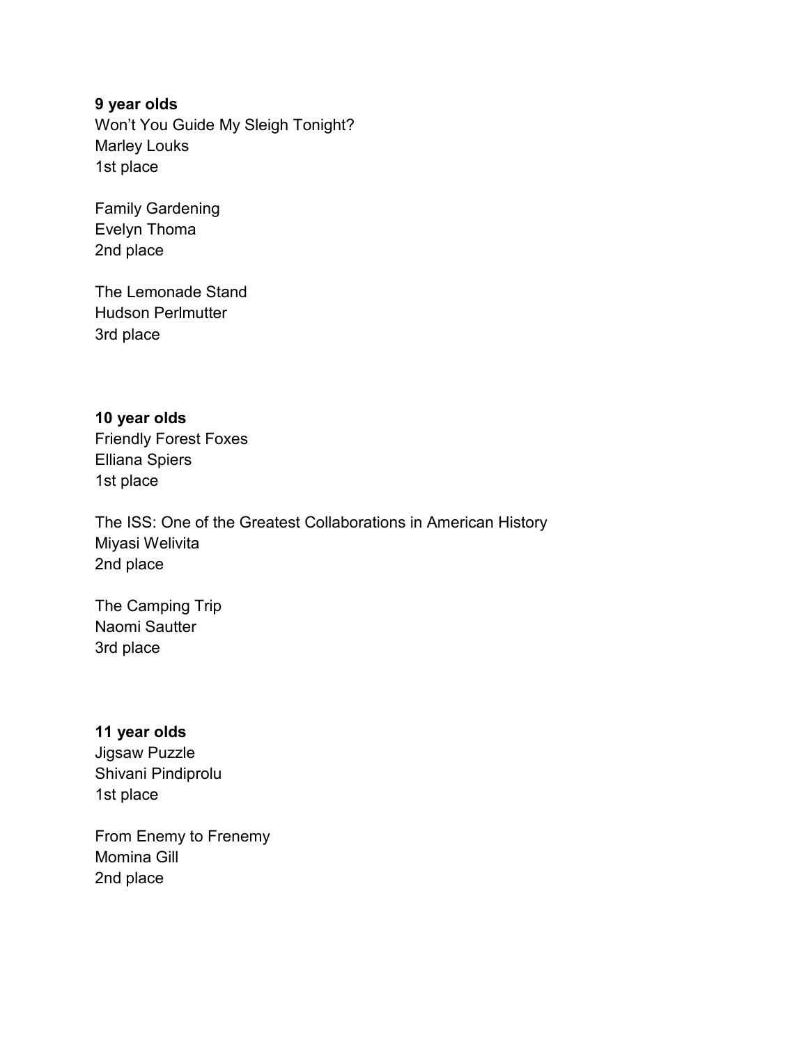**9 year olds**
Won't You Guide My Sleigh Tonight?
Marley Louks
1st place

Family Gardening
Evelyn Thoma
2nd place

The Lemonade Stand
Hudson Perlmutter
3rd place

**10 year olds**
Friendly Forest Foxes
Elliana Spiers
1st place

The ISS: One of the Greatest Collaborations in American History
Miyasi Welivita
2nd place

The Camping Trip
Naomi Sautter
3rd place

**11 year olds**
Jigsaw Puzzle
Shivani Pindiprolu
1st place

From Enemy to Frenemy
Momina Gill
2nd place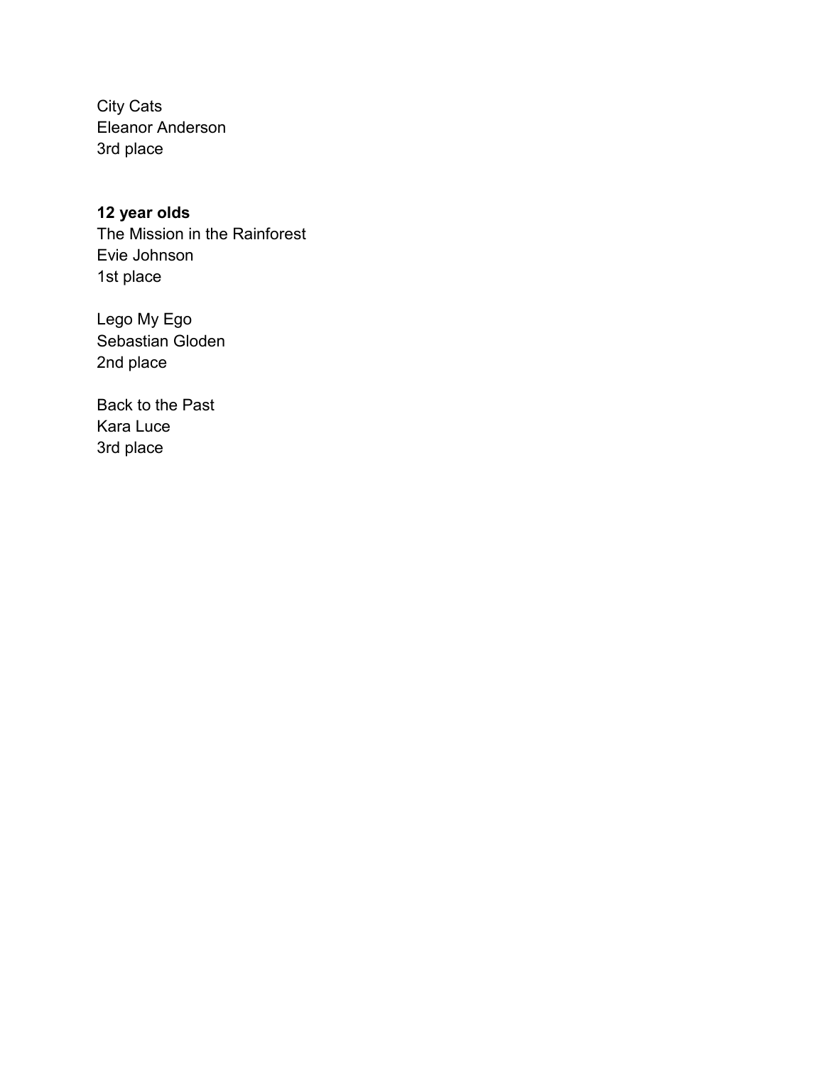City Cats
Eleanor Anderson
3rd place

**12 year olds**

The Mission in the Rainforest
Evie Johnson
1st place

Lego My Ego
Sebastian Gloden
2nd place

Back to the Past
Kara Luce
3rd place